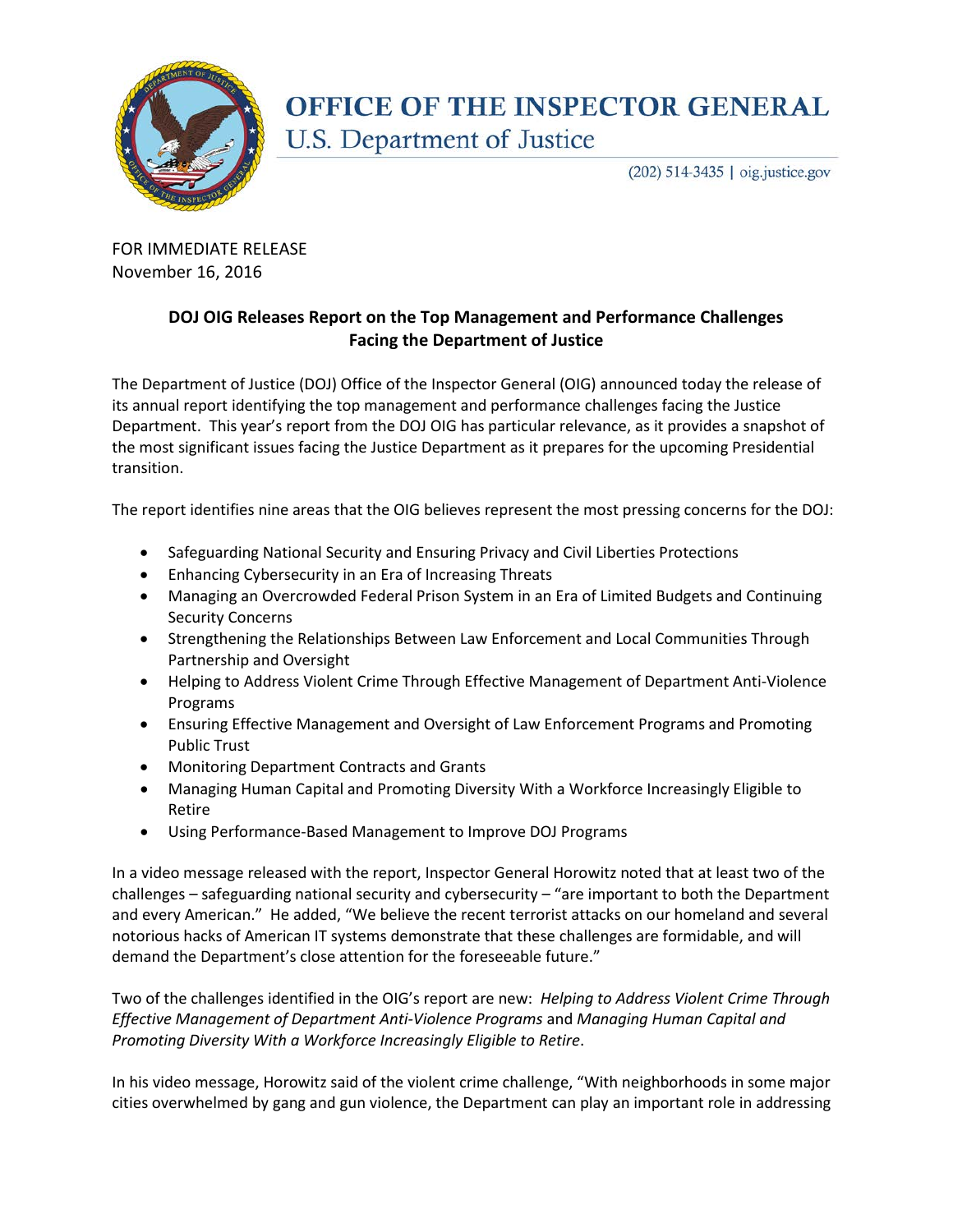# OFFICE OF THE INSPECTOR GENERAL
U.S. Department of Justice

(202) 514-3435 | oig.justice.gov

FOR IMMEDIATE RELEASE
November 16, 2016

**DOJ OIG Releases Report on the Top Management and Performance Challenges Facing the Department of Justice**

The Department of Justice (DOJ) Office of the Inspector General (OIG) announced today the release of its annual report identifying the top management and performance challenges facing the Justice Department. This year's report from the DOJ OIG has particular relevance, as it provides a snapshot of the most significant issues facing the Justice Department as it prepares for the upcoming Presidential transition.

The report identifies nine areas that the OIG believes represent the most pressing concerns for the DOJ:

- Safeguarding National Security and Ensuring Privacy and Civil Liberties Protections
- Enhancing Cybersecurity in an Era of Increasing Threats
- Managing an Overcrowded Federal Prison System in an Era of Limited Budgets and Continuing Security Concerns
- Strengthening the Relationships Between Law Enforcement and Local Communities Through Partnership and Oversight
- Helping to Address Violent Crime Through Effective Management of Department Anti-Violence Programs
- Ensuring Effective Management and Oversight of Law Enforcement Programs and Promoting Public Trust
- Monitoring Department Contracts and Grants
- Managing Human Capital and Promoting Diversity With a Workforce Increasingly Eligible to Retire
- Using Performance-Based Management to Improve DOJ Programs

In a video message released with the report, Inspector General Horowitz noted that at least two of the challenges – safeguarding national security and cybersecurity – "are important to both the Department and every American." He added, "We believe the recent terrorist attacks on our homeland and several notorious hacks of American IT systems demonstrate that these challenges are formidable, and will demand the Department's close attention for the foreseeable future."

Two of the challenges identified in the OIG's report are new: *Helping to Address Violent Crime Through Effective Management of Department Anti-Violence Programs* and *Managing Human Capital and Promoting Diversity With a Workforce Increasingly Eligible to Retire*.

In his video message, Horowitz said of the violent crime challenge, "With neighborhoods in some major cities overwhelmed by gang and gun violence, the Department can play an important role in addressing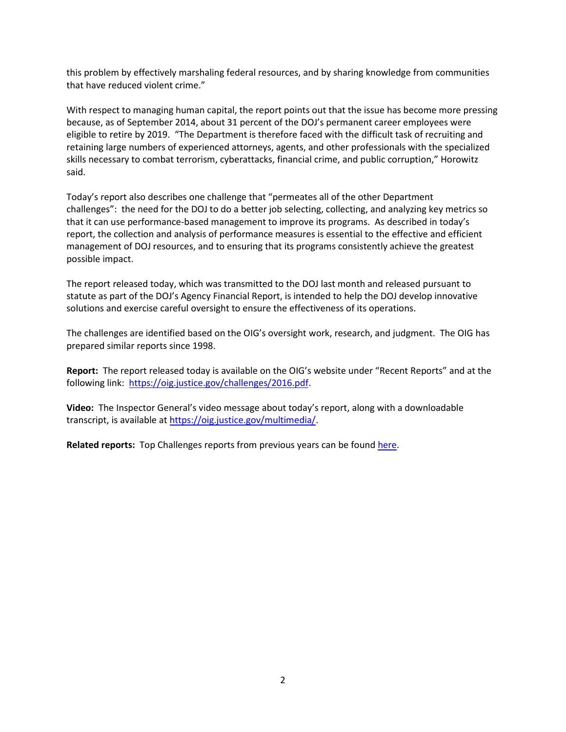this problem by effectively marshaling federal resources, and by sharing knowledge from communities that have reduced violent crime."

With respect to managing human capital, the report points out that the issue has become more pressing because, as of September 2014, about 31 percent of the DOJ's permanent career employees were eligible to retire by 2019. "The Department is therefore faced with the difficult task of recruiting and retaining large numbers of experienced attorneys, agents, and other professionals with the specialized skills necessary to combat terrorism, cyberattacks, financial crime, and public corruption," Horowitz said.

Today's report also describes one challenge that "permeates all of the other Department challenges": the need for the DOJ to do a better job selecting, collecting, and analyzing key metrics so that it can use performance-based management to improve its programs. As described in today's report, the collection and analysis of performance measures is essential to the effective and efficient management of DOJ resources, and to ensuring that its programs consistently achieve the greatest possible impact.

The report released today, which was transmitted to the DOJ last month and released pursuant to statute as part of the DOJ's Agency Financial Report, is intended to help the DOJ develop innovative solutions and exercise careful oversight to ensure the effectiveness of its operations.

The challenges are identified based on the OIG's oversight work, research, and judgment. The OIG has prepared similar reports since 1998.

**Report:** The report released today is available on the OIG's website under "Recent Reports" and at the following link: https://oig.justice.gov/challenges/2016.pdf.

**Video:** The Inspector General's video message about today's report, along with a downloadable transcript, is available at https://oig.justice.gov/multimedia/.

**Related reports:** Top Challenges reports from previous years can be found here.